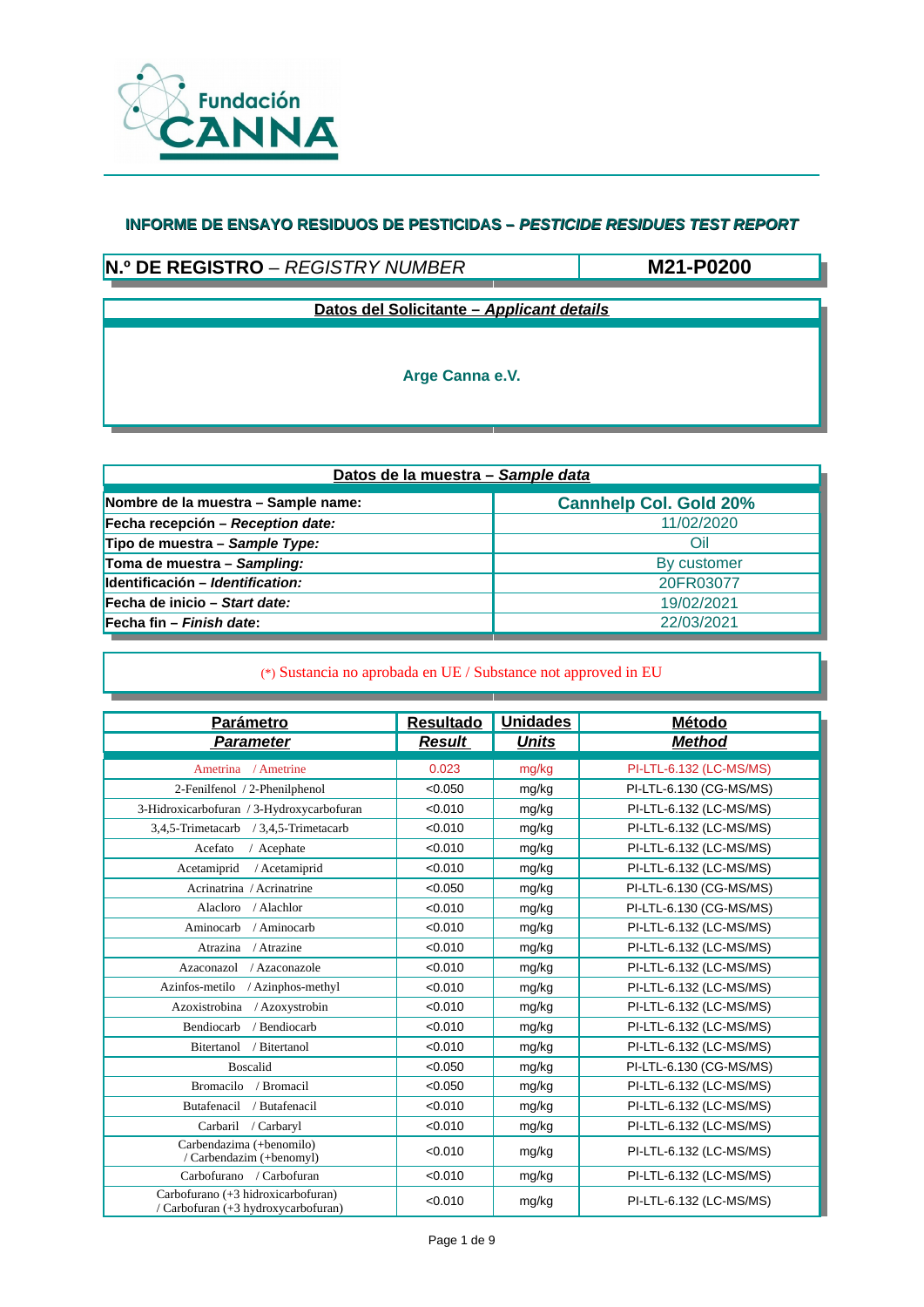Fundación CANNA

**INFORME DE ENSAYO RESIDUOS DE PESTICIDAS – *PESTICIDE RESIDUES TEST REPORT***

| **N.º DE REGISTRO** – *REGISTRY NUMBER* | **M21-P0200** |
|---|---|

**Datos del Solicitante – *Applicant details***

**Arge Canna e.V.**

| **Datos de la muestra – *Sample data*** | |
|---|---|
| **Nombre de la muestra – Sample name:** | **Cannhelp Col. Gold 20%** |
| **Fecha recepción – *Reception date:*** | 11/02/2020 |
| **Tipo de muestra – *Sample Type:*** | Oil |
| **Toma de muestra – *Sampling:*** | By customer |
| **Identificación – *Identification:*** | 20FR03077 |
| **Fecha de inicio – *Start date:*** | 19/02/2021 |
| **Fecha fin – *Finish date*:** | 22/03/2021 |

(*) Sustancia no aprobada en UE / Substance not approved in EU

| **Parámetro** *Parameter* | **Resultado** *Result* | **Unidades** *Units* | **Método** *Method* |
|---|---|---|---|
| Ametrina / Ametrine | 0.023 | mg/kg | PI-LTL-6.132 (LC-MS/MS) |
| 2-Fenilfenol / 2-Phenilphenol | <0.050 | mg/kg | PI-LTL-6.130 (CG-MS/MS) |
| 3-Hidroxicarbofuran / 3-Hydroxycarbofuran | <0.010 | mg/kg | PI-LTL-6.132 (LC-MS/MS) |
| 3,4,5-Trimetacarb / 3,4,5-Trimetacarb | <0.010 | mg/kg | PI-LTL-6.132 (LC-MS/MS) |
| Acefato / Acephate | <0.010 | mg/kg | PI-LTL-6.132 (LC-MS/MS) |
| Acetamiprid / Acetamiprid | <0.010 | mg/kg | PI-LTL-6.132 (LC-MS/MS) |
| Acrinatrina / Acrinatrine | <0.050 | mg/kg | PI-LTL-6.130 (CG-MS/MS) |
| Alacloro / Alachlor | <0.010 | mg/kg | PI-LTL-6.130 (CG-MS/MS) |
| Aminocarb / Aminocarb | <0.010 | mg/kg | PI-LTL-6.132 (LC-MS/MS) |
| Atrazina / Atrazine | <0.010 | mg/kg | PI-LTL-6.132 (LC-MS/MS) |
| Azaconazol / Azaconazole | <0.010 | mg/kg | PI-LTL-6.132 (LC-MS/MS) |
| Azinfos-metilo / Azinphos-methyl | <0.010 | mg/kg | PI-LTL-6.132 (LC-MS/MS) |
| Azoxistrobina / Azoxystrobin | <0.010 | mg/kg | PI-LTL-6.132 (LC-MS/MS) |
| Bendiocarb / Bendiocarb | <0.010 | mg/kg | PI-LTL-6.132 (LC-MS/MS) |
| Bitertanol / Bitertanol | <0.010 | mg/kg | PI-LTL-6.132 (LC-MS/MS) |
| Boscalid | <0.050 | mg/kg | PI-LTL-6.130 (CG-MS/MS) |
| Bromacilo / Bromacil | <0.050 | mg/kg | PI-LTL-6.132 (LC-MS/MS) |
| Butafenacil / Butafenacil | <0.010 | mg/kg | PI-LTL-6.132 (LC-MS/MS) |
| Carbaril / Carbaryl | <0.010 | mg/kg | PI-LTL-6.132 (LC-MS/MS) |
| Carbendazima (+benomilo) / Carbendazim (+benomyl) | <0.010 | mg/kg | PI-LTL-6.132 (LC-MS/MS) |
| Carbofurano / Carbofuran | <0.010 | mg/kg | PI-LTL-6.132 (LC-MS/MS) |
| Carbofurano (+3 hidroxicarbofuran) / Carbofuran (+3 hydroxycarbofuran) | <0.010 | mg/kg | PI-LTL-6.132 (LC-MS/MS) |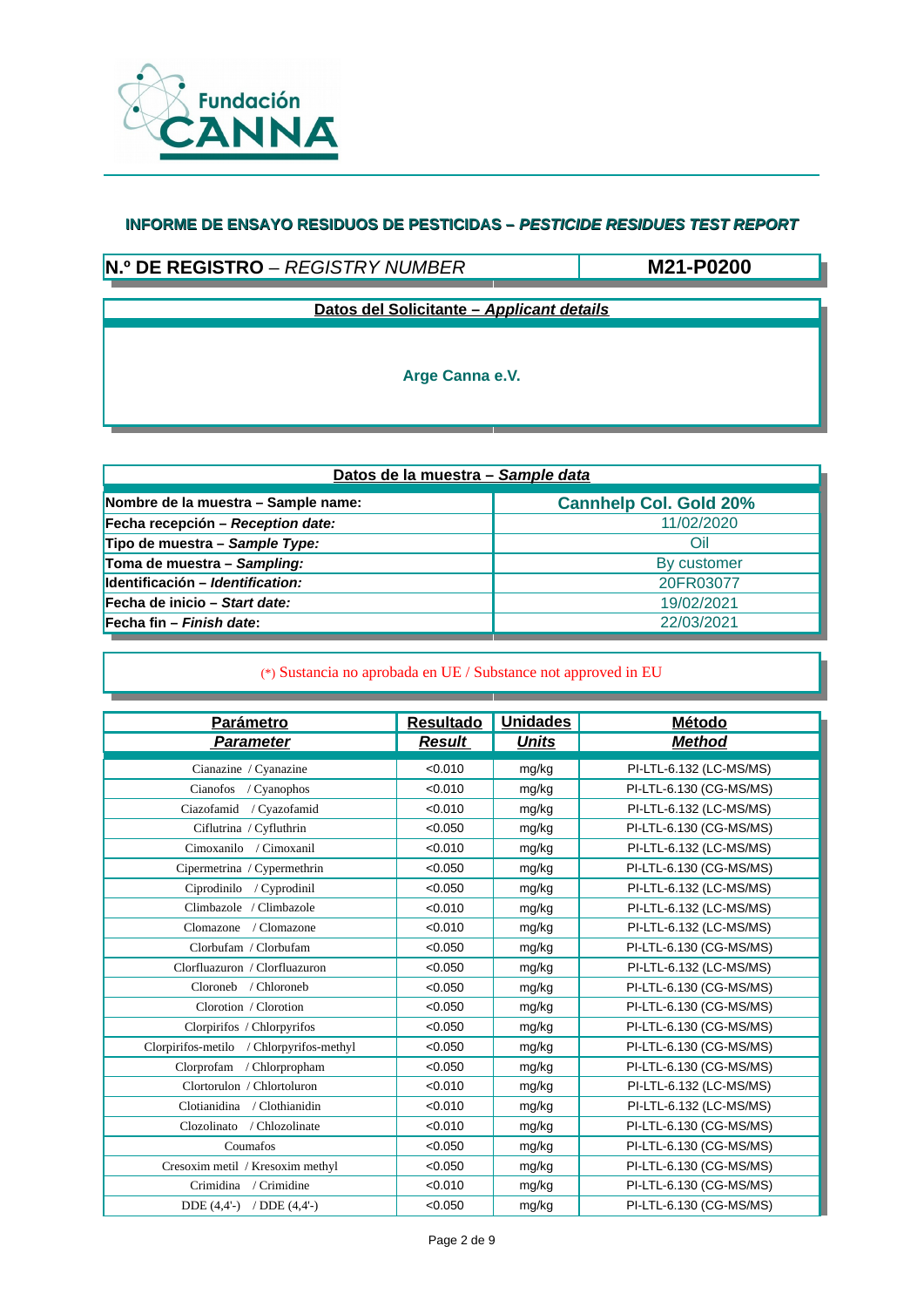Fundación CANNA

## INFORME DE ENSAYO RESIDUOS DE PESTICIDAS – *PESTICIDE RESIDUES TEST REPORT*

| **N.º DE REGISTRO** – *REGISTRY NUMBER* | **M21-P0200** |
|---|---|

**Datos del Solicitante – *Applicant details***

**Arge Canna e.V.**

| **Datos de la muestra – *Sample data*** | |
|---|---|
| **Nombre de la muestra – Sample name:** | **Cannhelp Col. Gold 20%** |
| **Fecha recepción – *Reception date:*** | 11/02/2020 |
| **Tipo de muestra – *Sample Type:*** | Oil |
| **Toma de muestra – *Sampling:*** | By customer |
| **Identificación – *Identification:*** | 20FR03077 |
| **Fecha de inicio – *Start date:*** | 19/02/2021 |
| **Fecha fin – *Finish date*:** | 22/03/2021 |

(*) Sustancia no aprobada en UE / Substance not approved in EU

| **Parámetro** *Parameter* | **Resultado** *Result* | **Unidades** *Units* | **Método** *Method* |
|---|---|---|---|
| Cianazine / Cyanazine | <0.010 | mg/kg | PI-LTL-6.132 (LC-MS/MS) |
| Cianofos / Cyanophos | <0.010 | mg/kg | PI-LTL-6.130 (CG-MS/MS) |
| Ciazofamid / Cyazofamid | <0.010 | mg/kg | PI-LTL-6.132 (LC-MS/MS) |
| Ciflutrina / Cyfluthrin | <0.050 | mg/kg | PI-LTL-6.130 (CG-MS/MS) |
| Cimoxanilo / Cimoxanil | <0.010 | mg/kg | PI-LTL-6.132 (LC-MS/MS) |
| Cipermetrina / Cypermethrin | <0.050 | mg/kg | PI-LTL-6.130 (CG-MS/MS) |
| Ciprodinilo / Cyprodinil | <0.050 | mg/kg | PI-LTL-6.132 (LC-MS/MS) |
| Climbazole / Climbazole | <0.010 | mg/kg | PI-LTL-6.132 (LC-MS/MS) |
| Clomazone / Clomazone | <0.010 | mg/kg | PI-LTL-6.132 (LC-MS/MS) |
| Clorbufam / Clorbufam | <0.050 | mg/kg | PI-LTL-6.130 (CG-MS/MS) |
| Clorfluazuron / Clorfluazuron | <0.050 | mg/kg | PI-LTL-6.132 (LC-MS/MS) |
| Cloroneb / Chloroneb | <0.050 | mg/kg | PI-LTL-6.130 (CG-MS/MS) |
| Clorotion / Clorotion | <0.050 | mg/kg | PI-LTL-6.130 (CG-MS/MS) |
| Clorpirifos / Chlorpyrifos | <0.050 | mg/kg | PI-LTL-6.130 (CG-MS/MS) |
| Clorpirifos-metilo / Chlorpyrifos-methyl | <0.050 | mg/kg | PI-LTL-6.130 (CG-MS/MS) |
| Clorprofam / Chlorpropham | <0.050 | mg/kg | PI-LTL-6.130 (CG-MS/MS) |
| Clortorulon / Chlortoluron | <0.010 | mg/kg | PI-LTL-6.132 (LC-MS/MS) |
| Clotianidina / Clothianidin | <0.010 | mg/kg | PI-LTL-6.132 (LC-MS/MS) |
| Clozolinato / Chlozolinate | <0.010 | mg/kg | PI-LTL-6.130 (CG-MS/MS) |
| Coumafos | <0.050 | mg/kg | PI-LTL-6.130 (CG-MS/MS) |
| Cresoxim metil / Kresoxim methyl | <0.050 | mg/kg | PI-LTL-6.130 (CG-MS/MS) |
| Crimidina / Crimidine | <0.010 | mg/kg | PI-LTL-6.130 (CG-MS/MS) |
| DDE (4,4'-) / DDE (4,4'-) | <0.050 | mg/kg | PI-LTL-6.130 (CG-MS/MS) |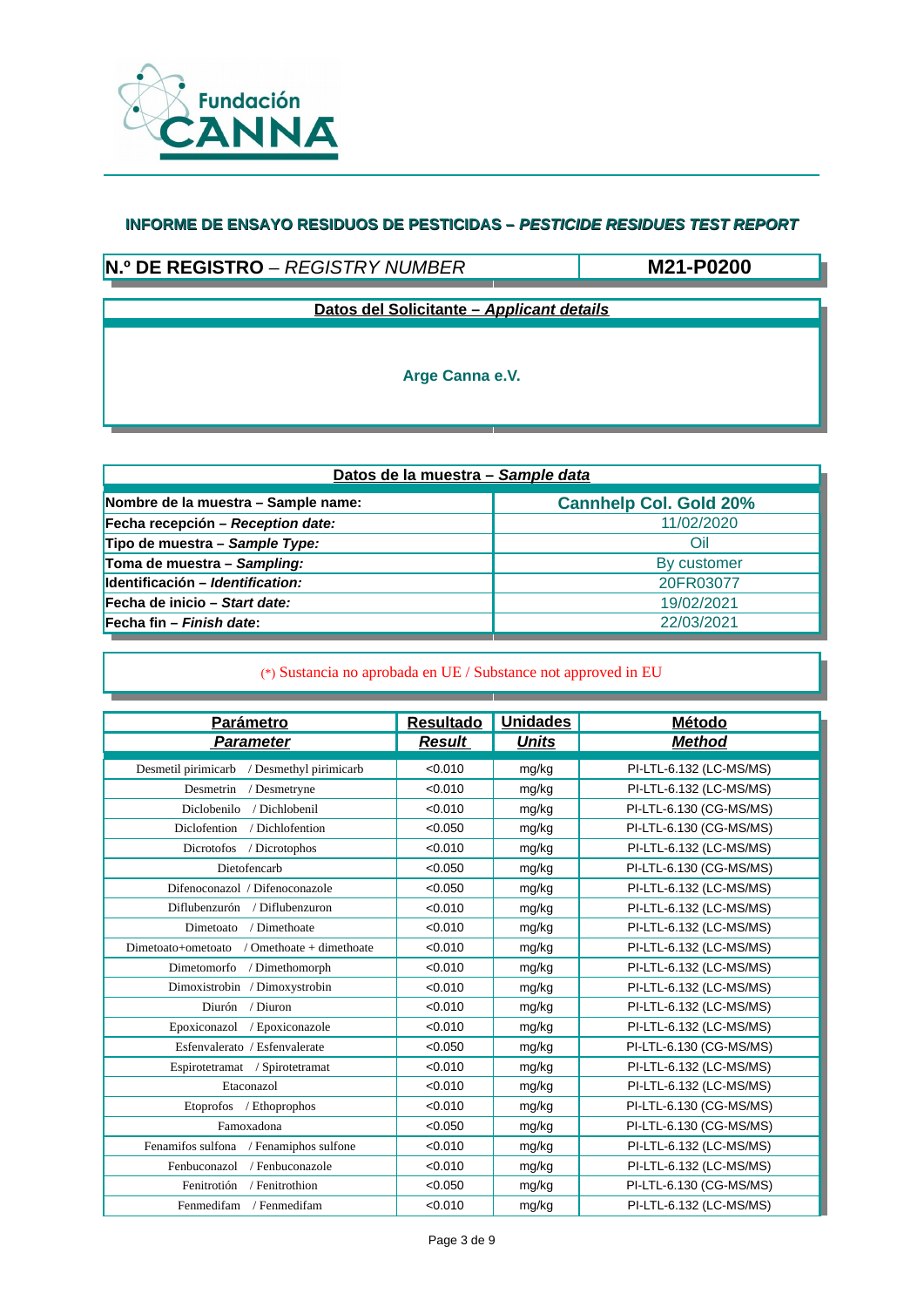Fundación CANNA

## INFORME DE ENSAYO RESIDUOS DE PESTICIDAS – *PESTICIDE RESIDUES TEST REPORT*

| **N.º DE REGISTRO** – *REGISTRY NUMBER* | **M21-P0200** |
|---|---|

| **Datos del Solicitante – *Applicant details*** |
|---|
| **Arge Canna e.V.** |

| **Datos de la muestra – *Sample data*** | |
|---|---|
| **Nombre de la muestra – Sample name:** | **Cannhelp Col. Gold 20%** |
| **Fecha recepción – *Reception date:*** | 11/02/2020 |
| **Tipo de muestra – *Sample Type:*** | Oil |
| **Toma de muestra – *Sampling:*** | By customer |
| **Identificación – *Identification:*** | 20FR03077 |
| **Fecha de inicio – *Start date:*** | 19/02/2021 |
| **Fecha fin – *Finish date*:** | 22/03/2021 |

(*) Sustancia no aprobada en UE / Substance not approved in EU

| **Parámetro** *Parameter* | **Resultado** *Result* | **Unidades** *Units* | **Método** *Method* |
|---|---|---|---|
| Desmetil pirimicarb / Desmethyl pirimicarb | <0.010 | mg/kg | PI-LTL-6.132 (LC-MS/MS) |
| Desmetrin / Desmetryne | <0.010 | mg/kg | PI-LTL-6.132 (LC-MS/MS) |
| Diclobenilo / Dichlobenil | <0.010 | mg/kg | PI-LTL-6.130 (CG-MS/MS) |
| Diclofention / Dichlofention | <0.050 | mg/kg | PI-LTL-6.130 (CG-MS/MS) |
| Dicrotofos / Dicrotophos | <0.010 | mg/kg | PI-LTL-6.132 (LC-MS/MS) |
| Dietofencarb | <0.050 | mg/kg | PI-LTL-6.130 (CG-MS/MS) |
| Difenoconazol / Difenoconazole | <0.050 | mg/kg | PI-LTL-6.132 (LC-MS/MS) |
| Diflubenzurón / Diflubenzuron | <0.010 | mg/kg | PI-LTL-6.132 (LC-MS/MS) |
| Dimetoato / Dimethoate | <0.010 | mg/kg | PI-LTL-6.132 (LC-MS/MS) |
| Dimetoato+ometoato / Omethoate + dimethoate | <0.010 | mg/kg | PI-LTL-6.132 (LC-MS/MS) |
| Dimetomorfo / Dimethomorph | <0.010 | mg/kg | PI-LTL-6.132 (LC-MS/MS) |
| Dimoxistrobin / Dimoxystrobin | <0.010 | mg/kg | PI-LTL-6.132 (LC-MS/MS) |
| Diurón / Diuron | <0.010 | mg/kg | PI-LTL-6.132 (LC-MS/MS) |
| Epoxiconazol / Epoxiconazole | <0.010 | mg/kg | PI-LTL-6.132 (LC-MS/MS) |
| Esfenvalerato / Esfenvalerate | <0.050 | mg/kg | PI-LTL-6.130 (CG-MS/MS) |
| Espirotetramat / Spirotetramat | <0.010 | mg/kg | PI-LTL-6.132 (LC-MS/MS) |
| Etaconazol | <0.010 | mg/kg | PI-LTL-6.132 (LC-MS/MS) |
| Etoprofos / Ethoprophos | <0.010 | mg/kg | PI-LTL-6.130 (CG-MS/MS) |
| Famoxadona | <0.050 | mg/kg | PI-LTL-6.130 (CG-MS/MS) |
| Fenamifos sulfona / Fenamiphos sulfone | <0.010 | mg/kg | PI-LTL-6.132 (LC-MS/MS) |
| Fenbuconazol / Fenbuconazole | <0.010 | mg/kg | PI-LTL-6.132 (LC-MS/MS) |
| Fenitrotión / Fenitrothion | <0.050 | mg/kg | PI-LTL-6.130 (CG-MS/MS) |
| Fenmedifam / Fenmedifam | <0.010 | mg/kg | PI-LTL-6.132 (LC-MS/MS) |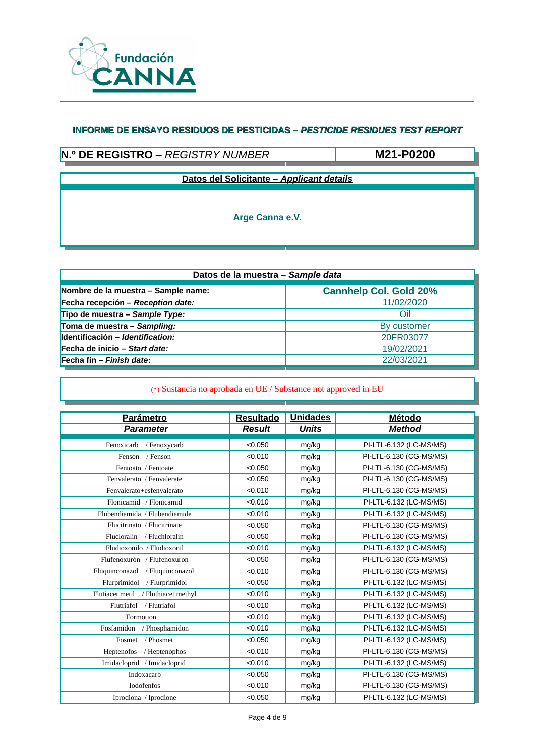Fundación CANNA

## INFORME DE ENSAYO RESIDUOS DE PESTICIDAS – *PESTICIDE RESIDUES TEST REPORT*

| **N.º DE REGISTRO** – *REGISTRY NUMBER* | **M21-P0200** |
|---|---|

| **Datos del Solicitante – *Applicant details*** |
|---|
| **Arge Canna e.V.** |

| **Datos de la muestra – *Sample data*** | |
|---|---|
| **Nombre de la muestra – Sample name:** | **Cannhelp Col. Gold 20%** |
| **Fecha recepción – *Reception date:*** | 11/02/2020 |
| **Tipo de muestra – *Sample Type:*** | Oil |
| **Toma de muestra – *Sampling:*** | By customer |
| **Identificación – *Identification:*** | 20FR03077 |
| **Fecha de inicio – *Start date:*** | 19/02/2021 |
| **Fecha fin – *Finish date*:** | 22/03/2021 |

(*) Sustancia no aprobada en UE / Substance not approved in EU

| **Parámetro** *Parameter* | **Resultado** *Result* | **Unidades** *Units* | **Método** *Method* |
|---|---|---|---|
| Fenoxicarb / Fenoxycarb | <0.050 | mg/kg | PI-LTL-6.132 (LC-MS/MS) |
| Fenson / Fenson | <0.010 | mg/kg | PI-LTL-6.130 (CG-MS/MS) |
| Fentoato / Fentoate | <0.050 | mg/kg | PI-LTL-6.130 (CG-MS/MS) |
| Fenvalerato / Fenvalerate | <0.050 | mg/kg | PI-LTL-6.130 (CG-MS/MS) |
| Fenvalerato+esfenvalerato | <0.010 | mg/kg | PI-LTL-6.130 (CG-MS/MS) |
| Flonicamid / Flonicamid | <0.010 | mg/kg | PI-LTL-6.132 (LC-MS/MS) |
| Flubendiamida / Flubendiamide | <0.010 | mg/kg | PI-LTL-6.132 (LC-MS/MS) |
| Flucitrinato / Flucitrinate | <0.050 | mg/kg | PI-LTL-6.130 (CG-MS/MS) |
| Flucloralin / Fluchloralin | <0.050 | mg/kg | PI-LTL-6.130 (CG-MS/MS) |
| Fludioxonilo / Fludioxonil | <0.010 | mg/kg | PI-LTL-6.132 (LC-MS/MS) |
| Flufenoxurón / Flufenoxuron | <0.050 | mg/kg | PI-LTL-6.130 (CG-MS/MS) |
| Fluquinconazol / Fluquinconazol | <0.010 | mg/kg | PI-LTL-6.130 (CG-MS/MS) |
| Flurprimidol / Flurprimidol | <0.050 | mg/kg | PI-LTL-6.132 (LC-MS/MS) |
| Flutiacet metil / Fluthiacet methyl | <0.010 | mg/kg | PI-LTL-6.132 (LC-MS/MS) |
| Flutriafol / Flutriafol | <0.010 | mg/kg | PI-LTL-6.132 (LC-MS/MS) |
| Formotion | <0.010 | mg/kg | PI-LTL-6.132 (LC-MS/MS) |
| Fosfamidon / Phosphamidon | <0.010 | mg/kg | PI-LTL-6.132 (LC-MS/MS) |
| Fosmet / Phosmet | <0.050 | mg/kg | PI-LTL-6.132 (LC-MS/MS) |
| Heptenofos / Heptenophos | <0.010 | mg/kg | PI-LTL-6.130 (CG-MS/MS) |
| Imidacloprid / Imidacloprid | <0.010 | mg/kg | PI-LTL-6.132 (LC-MS/MS) |
| Indoxacarb | <0.050 | mg/kg | PI-LTL-6.130 (CG-MS/MS) |
| Iodofenfos | <0.010 | mg/kg | PI-LTL-6.130 (CG-MS/MS) |
| Iprodiona / Iprodione | <0.050 | mg/kg | PI-LTL-6.132 (LC-MS/MS) |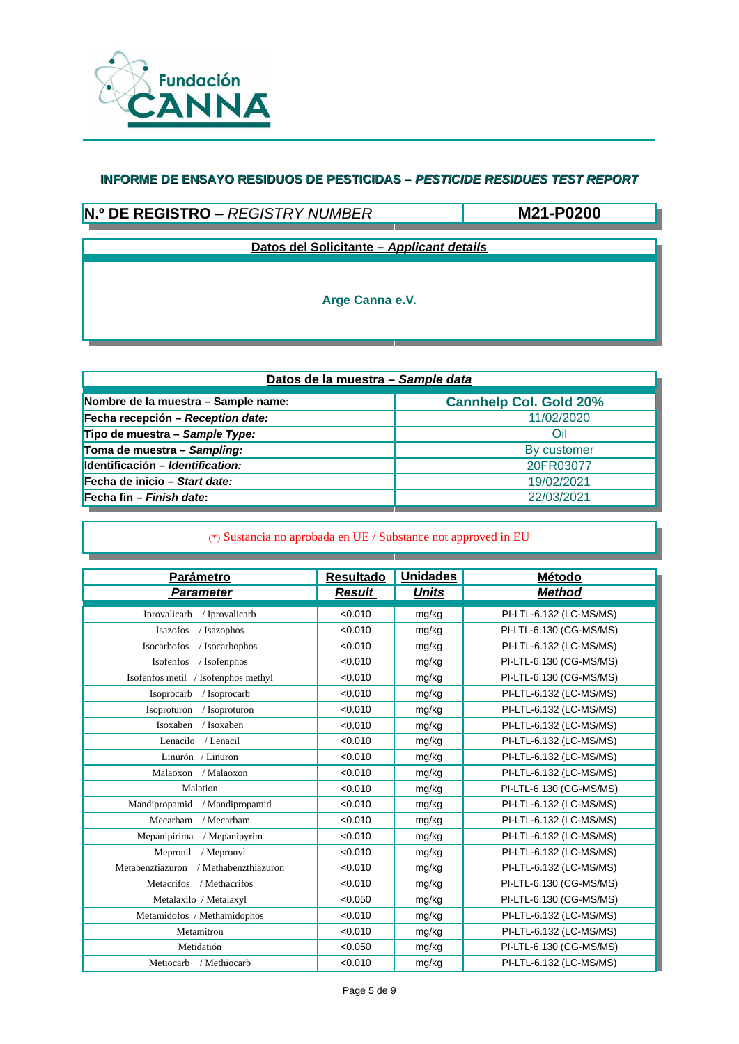Fundación CANNA

## INFORME DE ENSAYO RESIDUOS DE PESTICIDAS – *PESTICIDE RESIDUES TEST REPORT*

| **N.º DE REGISTRO** – *REGISTRY NUMBER* | **M21-P0200** |
|---|---|

**Datos del Solicitante – *Applicant details***

**Arge Canna e.V.**

| **Datos de la muestra – *Sample data*** | |
|---|---|
| **Nombre de la muestra – Sample name:** | **Cannhelp Col. Gold 20%** |
| **Fecha recepción – *Reception date:*** | 11/02/2020 |
| **Tipo de muestra – *Sample Type:*** | Oil |
| **Toma de muestra – *Sampling:*** | By customer |
| **Identificación – *Identification:*** | 20FR03077 |
| **Fecha de inicio – *Start date:*** | 19/02/2021 |
| **Fecha fin – *Finish date*:** | 22/03/2021 |

(*) Sustancia no aprobada en UE / Substance not approved in EU

| **Parámetro** *Parameter* | **Resultado** *Result* | **Unidades** *Units* | **Método** *Method* |
|---|---|---|---|
| Iprovalicarb / Iprovalicarb | <0.010 | mg/kg | PI-LTL-6.132 (LC-MS/MS) |
| Isazofos / Isazophos | <0.010 | mg/kg | PI-LTL-6.130 (CG-MS/MS) |
| Isocarbofos / Isocarbophos | <0.010 | mg/kg | PI-LTL-6.132 (LC-MS/MS) |
| Isofenfos / Isofenphos | <0.010 | mg/kg | PI-LTL-6.130 (CG-MS/MS) |
| Isofenfos metil / Isofenphos methyl | <0.010 | mg/kg | PI-LTL-6.130 (CG-MS/MS) |
| Isoprocarb / Isoprocarb | <0.010 | mg/kg | PI-LTL-6.132 (LC-MS/MS) |
| Isoproturón / Isoproturon | <0.010 | mg/kg | PI-LTL-6.132 (LC-MS/MS) |
| Isoxaben / Isoxaben | <0.010 | mg/kg | PI-LTL-6.132 (LC-MS/MS) |
| Lenacilo / Lenacil | <0.010 | mg/kg | PI-LTL-6.132 (LC-MS/MS) |
| Linurón / Linuron | <0.010 | mg/kg | PI-LTL-6.132 (LC-MS/MS) |
| Malaoxon / Malaoxon | <0.010 | mg/kg | PI-LTL-6.132 (LC-MS/MS) |
| Malation | <0.010 | mg/kg | PI-LTL-6.130 (CG-MS/MS) |
| Mandipropamid / Mandipropamid | <0.010 | mg/kg | PI-LTL-6.132 (LC-MS/MS) |
| Mecarbam / Mecarbam | <0.010 | mg/kg | PI-LTL-6.132 (LC-MS/MS) |
| Mepanipirima / Mepanipyrim | <0.010 | mg/kg | PI-LTL-6.132 (LC-MS/MS) |
| Mepronil / Mepronyl | <0.010 | mg/kg | PI-LTL-6.132 (LC-MS/MS) |
| Metabenztiazuron / Methabenzthiazuron | <0.010 | mg/kg | PI-LTL-6.132 (LC-MS/MS) |
| Metacrifos / Methacrifos | <0.010 | mg/kg | PI-LTL-6.130 (CG-MS/MS) |
| Metalaxilo / Metalaxyl | <0.050 | mg/kg | PI-LTL-6.130 (CG-MS/MS) |
| Metamidofos / Methamidophos | <0.010 | mg/kg | PI-LTL-6.132 (LC-MS/MS) |
| Metamitron | <0.010 | mg/kg | PI-LTL-6.132 (LC-MS/MS) |
| Metidatión | <0.050 | mg/kg | PI-LTL-6.130 (CG-MS/MS) |
| Metiocarb / Methiocarb | <0.010 | mg/kg | PI-LTL-6.132 (LC-MS/MS) |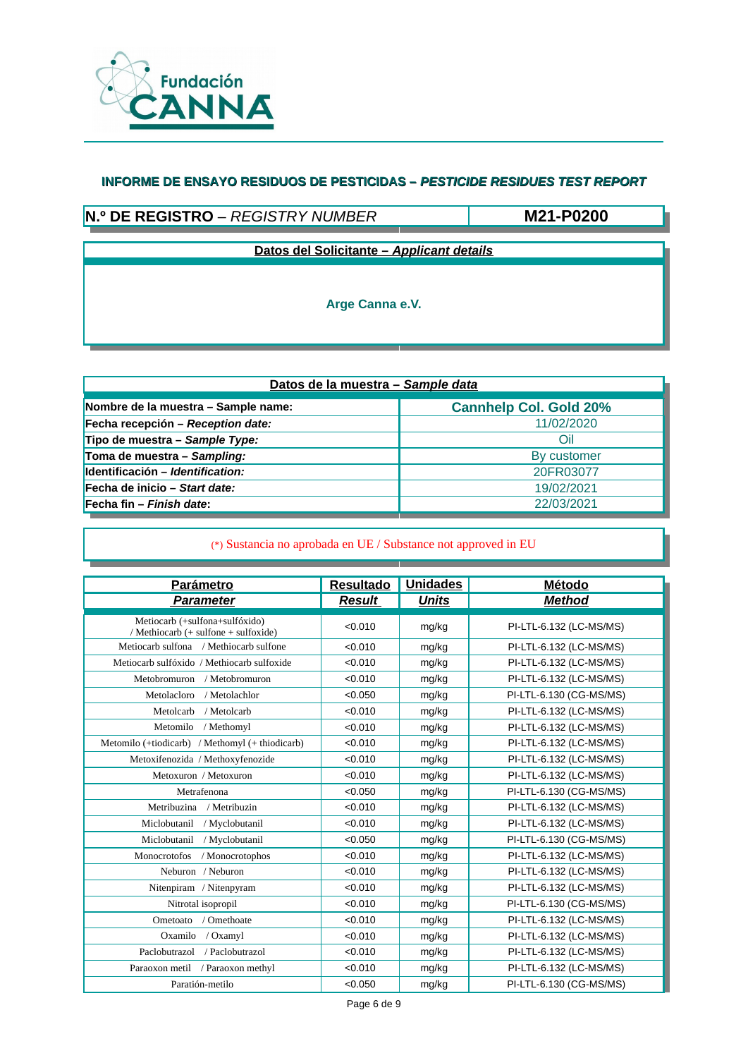Fundación CANNA

## INFORME DE ENSAYO RESIDUOS DE PESTICIDAS – *PESTICIDE RESIDUES TEST REPORT*

| **N.º DE REGISTRO** – *REGISTRY NUMBER* | **M21-P0200** |
|---|---|

| **Datos del Solicitante – *Applicant details*** |
|---|
| **Arge Canna e.V.** |

| **Datos de la muestra – *Sample data*** | |
|---|---|
| **Nombre de la muestra – Sample name:** | **Cannhelp Col. Gold 20%** |
| **Fecha recepción – *Reception date:*** | 11/02/2020 |
| **Tipo de muestra – *Sample Type:*** | Oil |
| **Toma de muestra – *Sampling:*** | By customer |
| **Identificación – *Identification:*** | 20FR03077 |
| **Fecha de inicio – *Start date:*** | 19/02/2021 |
| **Fecha fin – *Finish date*:** | 22/03/2021 |

(*) Sustancia no aprobada en UE / Substance not approved in EU

| **Parámetro** *Parameter* | **Resultado** *Result* | **Unidades** *Units* | **Método** *Method* |
|---|---|---|---|
| Metiocarb (+sulfona+sulfóxido) / Methiocarb (+ sulfone + sulfoxide) | <0.010 | mg/kg | PI-LTL-6.132 (LC-MS/MS) |
| Metiocarb sulfona / Methiocarb sulfone | <0.010 | mg/kg | PI-LTL-6.132 (LC-MS/MS) |
| Metiocarb sulfóxido / Methiocarb sulfoxide | <0.010 | mg/kg | PI-LTL-6.132 (LC-MS/MS) |
| Metobromuron / Metobromuron | <0.010 | mg/kg | PI-LTL-6.132 (LC-MS/MS) |
| Metolacloro / Metolachlor | <0.050 | mg/kg | PI-LTL-6.130 (CG-MS/MS) |
| Metolcarb / Metolcarb | <0.010 | mg/kg | PI-LTL-6.132 (LC-MS/MS) |
| Metomilo / Methomyl | <0.010 | mg/kg | PI-LTL-6.132 (LC-MS/MS) |
| Metomilo (+tiodicarb) / Methomyl (+ thiodicarb) | <0.010 | mg/kg | PI-LTL-6.132 (LC-MS/MS) |
| Metoxifenozida / Methoxyfenozide | <0.010 | mg/kg | PI-LTL-6.132 (LC-MS/MS) |
| Metoxuron / Metoxuron | <0.010 | mg/kg | PI-LTL-6.132 (LC-MS/MS) |
| Metrafenona | <0.050 | mg/kg | PI-LTL-6.130 (CG-MS/MS) |
| Metribuzina / Metribuzin | <0.010 | mg/kg | PI-LTL-6.132 (LC-MS/MS) |
| Miclobutanil / Myclobutanil | <0.010 | mg/kg | PI-LTL-6.132 (LC-MS/MS) |
| Miclobutanil / Myclobutanil | <0.050 | mg/kg | PI-LTL-6.130 (CG-MS/MS) |
| Monocrotofos / Monocrotophos | <0.010 | mg/kg | PI-LTL-6.132 (LC-MS/MS) |
| Neburon / Neburon | <0.010 | mg/kg | PI-LTL-6.132 (LC-MS/MS) |
| Nitenpiram / Nitenpyram | <0.010 | mg/kg | PI-LTL-6.132 (LC-MS/MS) |
| Nitrotal isopropil | <0.010 | mg/kg | PI-LTL-6.130 (CG-MS/MS) |
| Ometoato / Omethoate | <0.010 | mg/kg | PI-LTL-6.132 (LC-MS/MS) |
| Oxamilo / Oxamyl | <0.010 | mg/kg | PI-LTL-6.132 (LC-MS/MS) |
| Paclobutrazol / Paclobutrazol | <0.010 | mg/kg | PI-LTL-6.132 (LC-MS/MS) |
| Paraoxon metil / Paraoxon methyl | <0.010 | mg/kg | PI-LTL-6.132 (LC-MS/MS) |
| Paratión-metilo | <0.050 | mg/kg | PI-LTL-6.130 (CG-MS/MS) |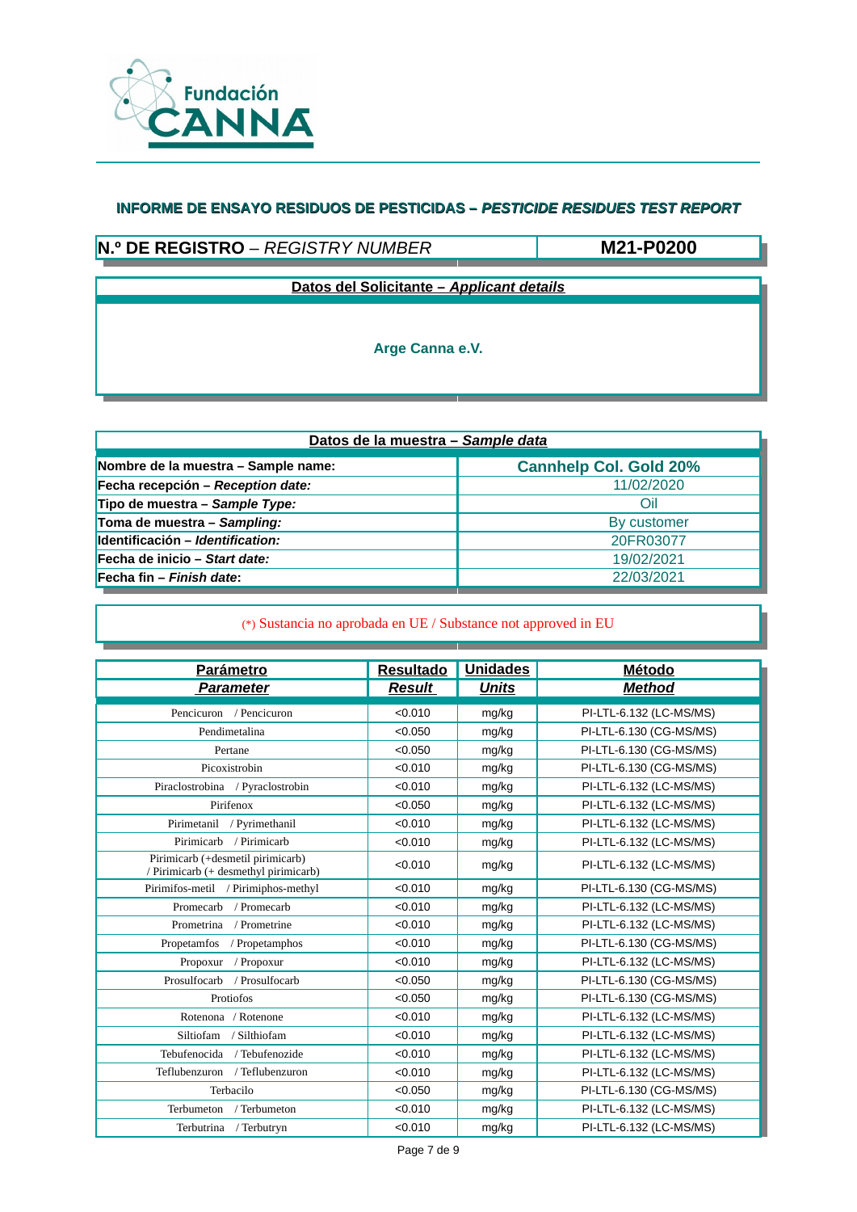Fundación CANNA

## INFORME DE ENSAYO RESIDUOS DE PESTICIDAS – *PESTICIDE RESIDUES TEST REPORT*

| **N.º DE REGISTRO** – *REGISTRY NUMBER* | **M21-P0200** |
|---|---|

| **Datos del Solicitante – *Applicant details*** |
|---|
| **Arge Canna e.V.** |

| **Datos de la muestra – *Sample data*** | |
|---|---|
| **Nombre de la muestra – Sample name:** | **Cannhelp Col. Gold 20%** |
| **Fecha recepción – *Reception date:*** | 11/02/2020 |
| **Tipo de muestra – *Sample Type:*** | Oil |
| **Toma de muestra – *Sampling:*** | By customer |
| **Identificación – *Identification:*** | 20FR03077 |
| **Fecha de inicio – *Start date:*** | 19/02/2021 |
| **Fecha fin – *Finish date*:** | 22/03/2021 |

(*) Sustancia no aprobada en UE / Substance not approved in EU

| **Parámetro** *Parameter* | **Resultado** *Result* | **Unidades** *Units* | **Método** *Method* |
|---|---|---|---|
| Pencicuron / Pencicuron | <0.010 | mg/kg | PI-LTL-6.132 (LC-MS/MS) |
| Pendimetalina | <0.050 | mg/kg | PI-LTL-6.130 (CG-MS/MS) |
| Pertane | <0.050 | mg/kg | PI-LTL-6.130 (CG-MS/MS) |
| Picoxistrobin | <0.010 | mg/kg | PI-LTL-6.130 (CG-MS/MS) |
| Piraclostrobina / Pyraclostrobin | <0.010 | mg/kg | PI-LTL-6.132 (LC-MS/MS) |
| Pirifenox | <0.050 | mg/kg | PI-LTL-6.132 (LC-MS/MS) |
| Pirimetanil / Pyrimethanil | <0.010 | mg/kg | PI-LTL-6.132 (LC-MS/MS) |
| Pirimicarb / Pirimicarb | <0.010 | mg/kg | PI-LTL-6.132 (LC-MS/MS) |
| Pirimicarb (+desmetil pirimicarb) / Pirimicarb (+ desmethyl pirimicarb) | <0.010 | mg/kg | PI-LTL-6.132 (LC-MS/MS) |
| Pirimifos-metil / Pirimiphos-methyl | <0.010 | mg/kg | PI-LTL-6.130 (CG-MS/MS) |
| Promecarb / Promecarb | <0.010 | mg/kg | PI-LTL-6.132 (LC-MS/MS) |
| Prometrina / Prometrine | <0.010 | mg/kg | PI-LTL-6.132 (LC-MS/MS) |
| Propetamfos / Propetamphos | <0.010 | mg/kg | PI-LTL-6.130 (CG-MS/MS) |
| Propoxur / Propoxur | <0.010 | mg/kg | PI-LTL-6.132 (LC-MS/MS) |
| Prosulfocarb / Prosulfocarb | <0.050 | mg/kg | PI-LTL-6.130 (CG-MS/MS) |
| Protiofos | <0.050 | mg/kg | PI-LTL-6.130 (CG-MS/MS) |
| Rotenona / Rotenone | <0.010 | mg/kg | PI-LTL-6.132 (LC-MS/MS) |
| Siltiofam / Silthiofam | <0.010 | mg/kg | PI-LTL-6.132 (LC-MS/MS) |
| Tebufenocida / Tebufenozide | <0.010 | mg/kg | PI-LTL-6.132 (LC-MS/MS) |
| Teflubenzuron / Teflubenzuron | <0.010 | mg/kg | PI-LTL-6.132 (LC-MS/MS) |
| Terbacilo | <0.050 | mg/kg | PI-LTL-6.130 (CG-MS/MS) |
| Terbumeton / Terbumeton | <0.010 | mg/kg | PI-LTL-6.132 (LC-MS/MS) |
| Terbutrina / Terbutryn | <0.010 | mg/kg | PI-LTL-6.132 (LC-MS/MS) |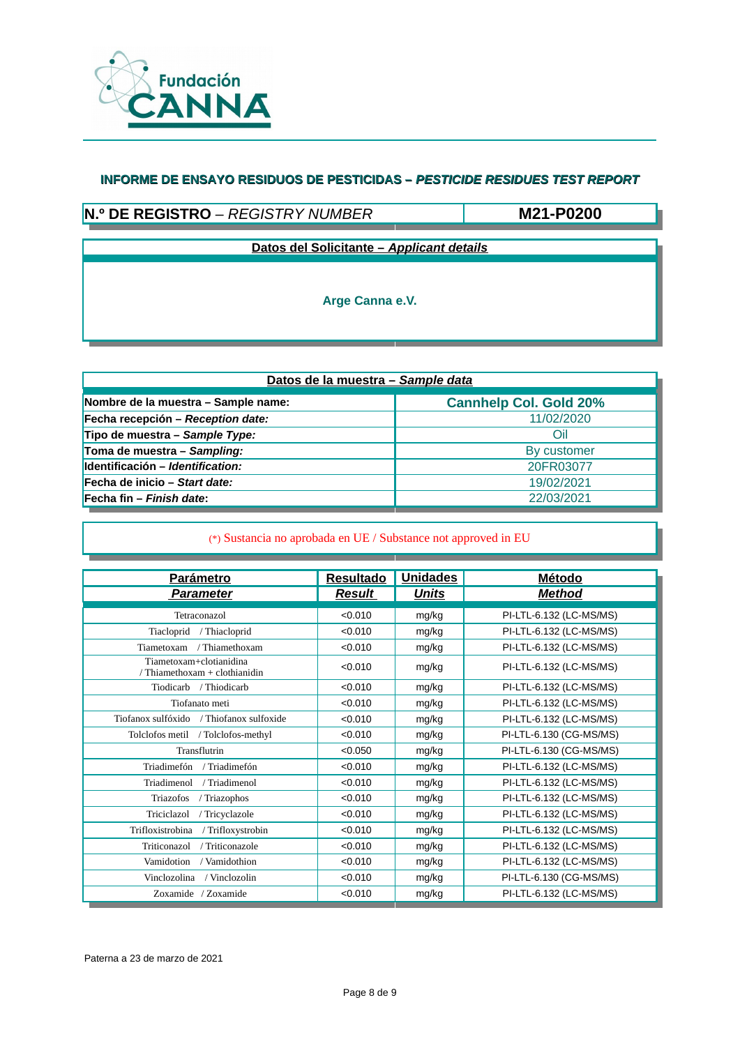Fundación CANNA

## INFORME DE ENSAYO RESIDUOS DE PESTICIDAS – *PESTICIDE RESIDUES TEST REPORT*

| **N.º DE REGISTRO** – *REGISTRY NUMBER* | **M21-P0200** |
|---|---|

| **Datos del Solicitante – *Applicant details*** |
|---|
| **Arge Canna e.V.** |

| **Datos de la muestra – *Sample data*** | |
|---|---|
| **Nombre de la muestra – Sample name:** | **Cannhelp Col. Gold 20%** |
| **Fecha recepción – *Reception date:*** | 11/02/2020 |
| **Tipo de muestra – *Sample Type:*** | Oil |
| **Toma de muestra – *Sampling:*** | By customer |
| **Identificación – *Identification:*** | 20FR03077 |
| **Fecha de inicio – *Start date:*** | 19/02/2021 |
| **Fecha fin – *Finish date*:** | 22/03/2021 |

(*) Sustancia no aprobada en UE / Substance not approved in EU

| **Parámetro** *Parameter* | **Resultado** *Result* | **Unidades** *Units* | **Método** *Method* |
|---|---|---|---|
| Tetraconazol | <0.010 | mg/kg | PI-LTL-6.132 (LC-MS/MS) |
| Tiacloprid / Thiacloprid | <0.010 | mg/kg | PI-LTL-6.132 (LC-MS/MS) |
| Tiametoxam / Thiamethoxam | <0.010 | mg/kg | PI-LTL-6.132 (LC-MS/MS) |
| Tiametoxam+clotianidina / Thiamethoxam + clothianidin | <0.010 | mg/kg | PI-LTL-6.132 (LC-MS/MS) |
| Tiodicarb / Thiodicarb | <0.010 | mg/kg | PI-LTL-6.132 (LC-MS/MS) |
| Tiofanato meti | <0.010 | mg/kg | PI-LTL-6.132 (LC-MS/MS) |
| Tiofanox sulfóxido / Thiofanox sulfoxide | <0.010 | mg/kg | PI-LTL-6.132 (LC-MS/MS) |
| Tolclofos metil / Tolclofos-methyl | <0.010 | mg/kg | PI-LTL-6.130 (CG-MS/MS) |
| Transflutrin | <0.050 | mg/kg | PI-LTL-6.130 (CG-MS/MS) |
| Triadimefón / Triadimefón | <0.010 | mg/kg | PI-LTL-6.132 (LC-MS/MS) |
| Triadimenol / Triadimenol | <0.010 | mg/kg | PI-LTL-6.132 (LC-MS/MS) |
| Triazofos / Triazophos | <0.010 | mg/kg | PI-LTL-6.132 (LC-MS/MS) |
| Triciclazol / Tricyclazole | <0.010 | mg/kg | PI-LTL-6.132 (LC-MS/MS) |
| Trifloxistrobina / Trifloxystrobin | <0.010 | mg/kg | PI-LTL-6.132 (LC-MS/MS) |
| Triticonazol / Triticonazole | <0.010 | mg/kg | PI-LTL-6.132 (LC-MS/MS) |
| Vamidotion / Vamidothion | <0.010 | mg/kg | PI-LTL-6.132 (LC-MS/MS) |
| Vinclozolina / Vinclozolin | <0.010 | mg/kg | PI-LTL-6.130 (CG-MS/MS) |
| Zoxamide / Zoxamide | <0.010 | mg/kg | PI-LTL-6.132 (LC-MS/MS) |

Paterna a 23 de marzo de 2021